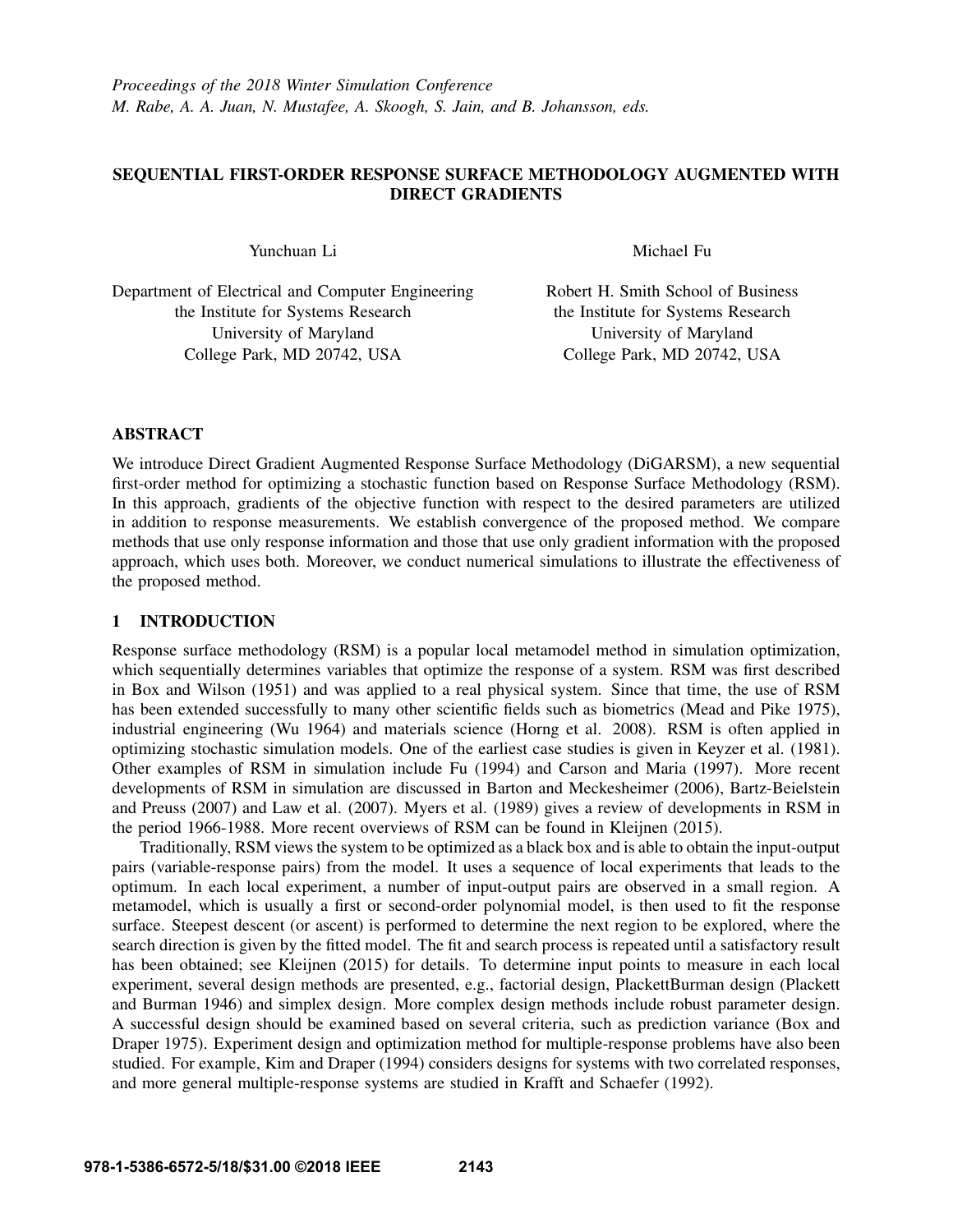*Proceedings of the 2018 Winter Simulation Conference*
*M. Rabe, A. A. Juan, N. Mustafee, A. Skoogh, S. Jain, and B. Johansson, eds.*

# SEQUENTIAL FIRST-ORDER RESPONSE SURFACE METHODOLOGY AUGMENTED WITH DIRECT GRADIENTS

Yunchuan Li

Department of Electrical and Computer Engineering
the Institute for Systems Research
University of Maryland
College Park, MD 20742, USA

Michael Fu

Robert H. Smith School of Business
the Institute for Systems Research
University of Maryland
College Park, MD 20742, USA

## ABSTRACT

We introduce Direct Gradient Augmented Response Surface Methodology (DiGARSM), a new sequential first-order method for optimizing a stochastic function based on Response Surface Methodology (RSM). In this approach, gradients of the objective function with respect to the desired parameters are utilized in addition to response measurements. We establish convergence of the proposed method. We compare methods that use only response information and those that use only gradient information with the proposed approach, which uses both. Moreover, we conduct numerical simulations to illustrate the effectiveness of the proposed method.

## 1 INTRODUCTION

Response surface methodology (RSM) is a popular local metamodel method in simulation optimization, which sequentially determines variables that optimize the response of a system. RSM was first described in Box and Wilson (1951) and was applied to a real physical system. Since that time, the use of RSM has been extended successfully to many other scientific fields such as biometrics (Mead and Pike 1975), industrial engineering (Wu 1964) and materials science (Horng et al. 2008). RSM is often applied in optimizing stochastic simulation models. One of the earliest case studies is given in Keyzer et al. (1981). Other examples of RSM in simulation include Fu (1994) and Carson and Maria (1997). More recent developments of RSM in simulation are discussed in Barton and Meckesheimer (2006), Bartz-Beielstein and Preuss (2007) and Law et al. (2007). Myers et al. (1989) gives a review of developments in RSM in the period 1966-1988. More recent overviews of RSM can be found in Kleijnen (2015).

Traditionally, RSM views the system to be optimized as a black box and is able to obtain the input-output pairs (variable-response pairs) from the model. It uses a sequence of local experiments that leads to the optimum. In each local experiment, a number of input-output pairs are observed in a small region. A metamodel, which is usually a first or second-order polynomial model, is then used to fit the response surface. Steepest descent (or ascent) is performed to determine the next region to be explored, where the search direction is given by the fitted model. The fit and search process is repeated until a satisfactory result has been obtained; see Kleijnen (2015) for details. To determine input points to measure in each local experiment, several design methods are presented, e.g., factorial design, PlackettBurman design (Plackett and Burman 1946) and simplex design. More complex design methods include robust parameter design. A successful design should be examined based on several criteria, such as prediction variance (Box and Draper 1975). Experiment design and optimization method for multiple-response problems have also been studied. For example, Kim and Draper (1994) considers designs for systems with two correlated responses, and more general multiple-response systems are studied in Krafft and Schaefer (1992).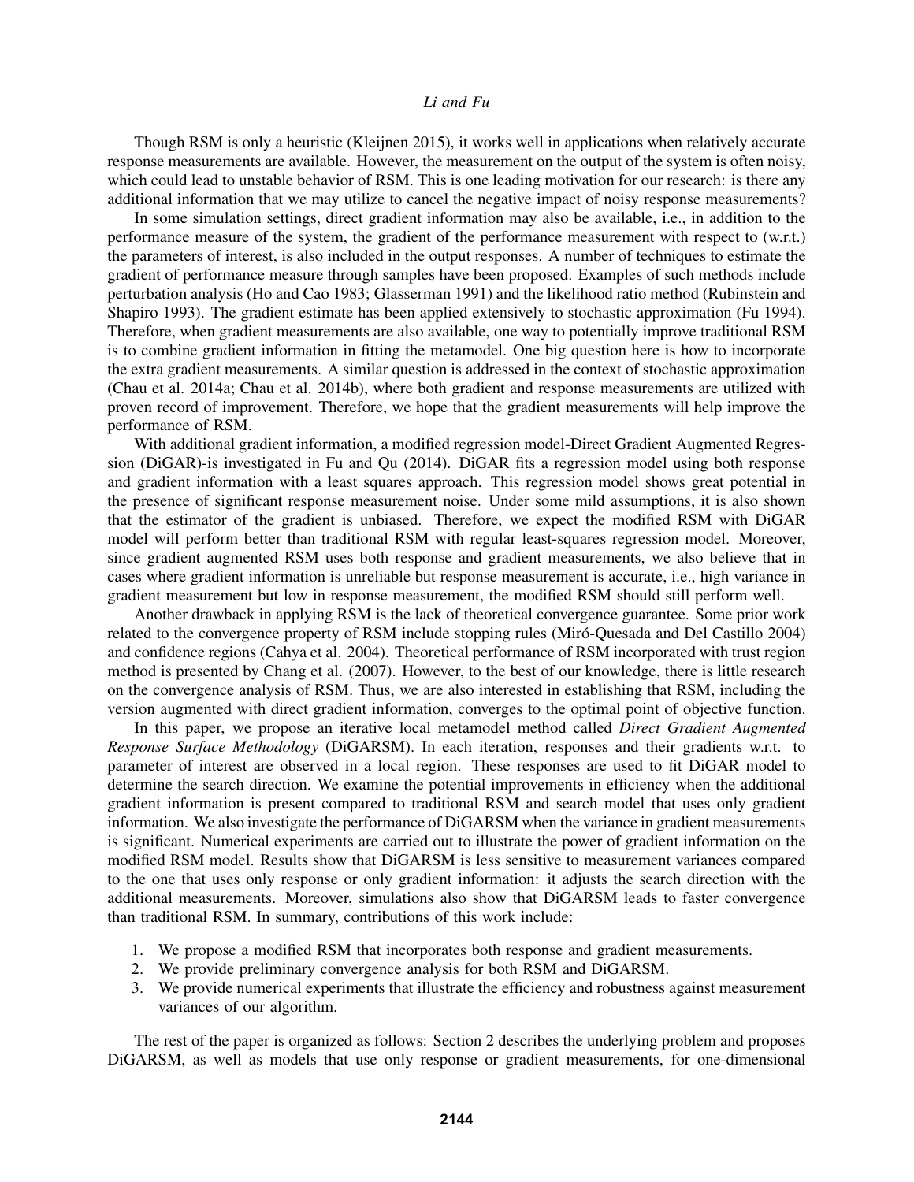Though RSM is only a heuristic (Kleijnen 2015), it works well in applications when relatively accurate response measurements are available. However, the measurement on the output of the system is often noisy, which could lead to unstable behavior of RSM. This is one leading motivation for our research: is there any additional information that we may utilize to cancel the negative impact of noisy response measurements?

In some simulation settings, direct gradient information may also be available, i.e., in addition to the performance measure of the system, the gradient of the performance measurement with respect to (w.r.t.) the parameters of interest, is also included in the output responses. A number of techniques to estimate the gradient of performance measure through samples have been proposed. Examples of such methods include perturbation analysis (Ho and Cao 1983; Glasserman 1991) and the likelihood ratio method (Rubinstein and Shapiro 1993). The gradient estimate has been applied extensively to stochastic approximation (Fu 1994). Therefore, when gradient measurements are also available, one way to potentially improve traditional RSM is to combine gradient information in fitting the metamodel. One big question here is how to incorporate the extra gradient measurements. A similar question is addressed in the context of stochastic approximation (Chau et al. 2014a; Chau et al. 2014b), where both gradient and response measurements are utilized with proven record of improvement. Therefore, we hope that the gradient measurements will help improve the performance of RSM.

With additional gradient information, a modified regression model-Direct Gradient Augmented Regression (DiGAR)-is investigated in Fu and Qu (2014). DiGAR fits a regression model using both response and gradient information with a least squares approach. This regression model shows great potential in the presence of significant response measurement noise. Under some mild assumptions, it is also shown that the estimator of the gradient is unbiased. Therefore, we expect the modified RSM with DiGAR model will perform better than traditional RSM with regular least-squares regression model. Moreover, since gradient augmented RSM uses both response and gradient measurements, we also believe that in cases where gradient information is unreliable but response measurement is accurate, i.e., high variance in gradient measurement but low in response measurement, the modified RSM should still perform well.

Another drawback in applying RSM is the lack of theoretical convergence guarantee. Some prior work related to the convergence property of RSM include stopping rules (Miró-Quesada and Del Castillo 2004) and confidence regions (Cahya et al. 2004). Theoretical performance of RSM incorporated with trust region method is presented by Chang et al. (2007). However, to the best of our knowledge, there is little research on the convergence analysis of RSM. Thus, we are also interested in establishing that RSM, including the version augmented with direct gradient information, converges to the optimal point of objective function.

In this paper, we propose an iterative local metamodel method called *Direct Gradient Augmented Response Surface Methodology* (DiGARSM). In each iteration, responses and their gradients w.r.t. to parameter of interest are observed in a local region. These responses are used to fit DiGAR model to determine the search direction. We examine the potential improvements in efficiency when the additional gradient information is present compared to traditional RSM and search model that uses only gradient information. We also investigate the performance of DiGARSM when the variance in gradient measurements is significant. Numerical experiments are carried out to illustrate the power of gradient information on the modified RSM model. Results show that DiGARSM is less sensitive to measurement variances compared to the one that uses only response or only gradient information: it adjusts the search direction with the additional measurements. Moreover, simulations also show that DiGARSM leads to faster convergence than traditional RSM. In summary, contributions of this work include:

1. We propose a modified RSM that incorporates both response and gradient measurements.
2. We provide preliminary convergence analysis for both RSM and DiGARSM.
3. We provide numerical experiments that illustrate the efficiency and robustness against measurement variances of our algorithm.

The rest of the paper is organized as follows: Section 2 describes the underlying problem and proposes DiGARSM, as well as models that use only response or gradient measurements, for one-dimensional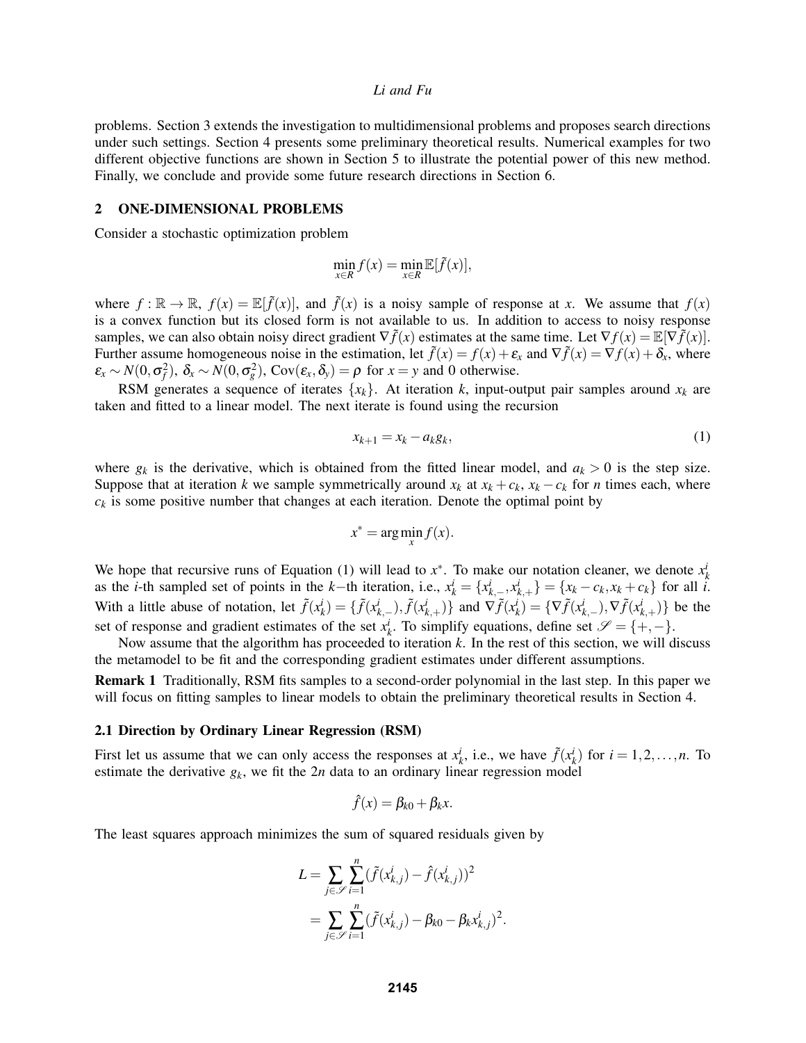problems. Section 3 extends the investigation to multidimensional problems and proposes search directions under such settings. Section 4 presents some preliminary theoretical results. Numerical examples for two different objective functions are shown in Section 5 to illustrate the potential power of this new method. Finally, we conclude and provide some future research directions in Section 6.

## 2 ONE-DIMENSIONAL PROBLEMS

Consider a stochastic optimization problem

$$\min_{x\in R} f(x) = \min_{x\in R} \mathbb{E}[\tilde{f}(x)],$$

where $f:\mathbb{R}\to\mathbb{R}$, $f(x)=\mathbb{E}[\tilde{f}(x)]$, and $\tilde{f}(x)$ is a noisy sample of response at $x$. We assume that $f(x)$ is a convex function but its closed form is not available to us. In addition to access to noisy response samples, we can also obtain noisy direct gradient $\nabla\tilde{f}(x)$ estimates at the same time. Let $\nabla f(x)=\mathbb{E}[\nabla\tilde{f}(x)]$. Further assume homogeneous noise in the estimation, let $\tilde{f}(x)=f(x)+\varepsilon_x$ and $\nabla\tilde{f}(x)=\nabla f(x)+\delta_x$, where $\varepsilon_x\sim N(0,\sigma_f^2)$, $\delta_x\sim N(0,\sigma_g^2)$, $\mathrm{Cov}(\varepsilon_x,\delta_y)=\rho$ for $x=y$ and 0 otherwise.

RSM generates a sequence of iterates $\{x_k\}$. At iteration $k$, input-output pair samples around $x_k$ are taken and fitted to a linear model. The next iterate is found using the recursion

$$x_{k+1} = x_k - a_k g_k, \tag{1}$$

where $g_k$ is the derivative, which is obtained from the fitted linear model, and $a_k>0$ is the step size. Suppose that at iteration $k$ we sample symmetrically around $x_k$ at $x_k+c_k$, $x_k-c_k$ for $n$ times each, where $c_k$ is some positive number that changes at each iteration. Denote the optimal point by

$$x^* = \arg\min_x f(x).$$

We hope that recursive runs of Equation (1) will lead to $x^*$. To make our notation cleaner, we denote $x_k^i$ as the $i$-th sampled set of points in the $k-$th iteration, i.e., $x_k^i=\{x_{k,-}^i,x_{k,+}^i\}=\{x_k-c_k,x_k+c_k\}$ for all $i$. With a little abuse of notation, let $\tilde{f}(x_k^i)=\{\tilde{f}(x_{k,-}^i),\tilde{f}(x_{k,+}^i)\}$ and $\nabla\tilde{f}(x_k^i)=\{\nabla\tilde{f}(x_{k,-}^i),\nabla\tilde{f}(x_{k,+}^i)\}$ be the set of response and gradient estimates of the set $x_k^i$. To simplify equations, define set $\mathscr{S}=\{+,-\}$.

Now assume that the algorithm has proceeded to iteration $k$. In the rest of this section, we will discuss the metamodel to be fit and the corresponding gradient estimates under different assumptions.

**Remark 1** Traditionally, RSM fits samples to a second-order polynomial in the last step. In this paper we will focus on fitting samples to linear models to obtain the preliminary theoretical results in Section 4.

### 2.1 Direction by Ordinary Linear Regression (RSM)

First let us assume that we can only access the responses at $x_k^i$, i.e., we have $\tilde{f}(x_k^i)$ for $i=1,2,\ldots,n$. To estimate the derivative $g_k$, we fit the $2n$ data to an ordinary linear regression model

$$\hat{f}(x) = \beta_{k0} + \beta_k x.$$

The least squares approach minimizes the sum of squared residuals given by

$$\begin{aligned}
L &= \sum_{j\in\mathscr{S}}\sum_{i=1}^{n}(\tilde{f}(x_{k,j}^i)-\hat{f}(x_{k,j}^i))^2 \\
&= \sum_{j\in\mathscr{S}}\sum_{i=1}^{n}(\tilde{f}(x_{k,j}^i)-\beta_{k0}-\beta_k x_{k,j}^i)^2.
\end{aligned}$$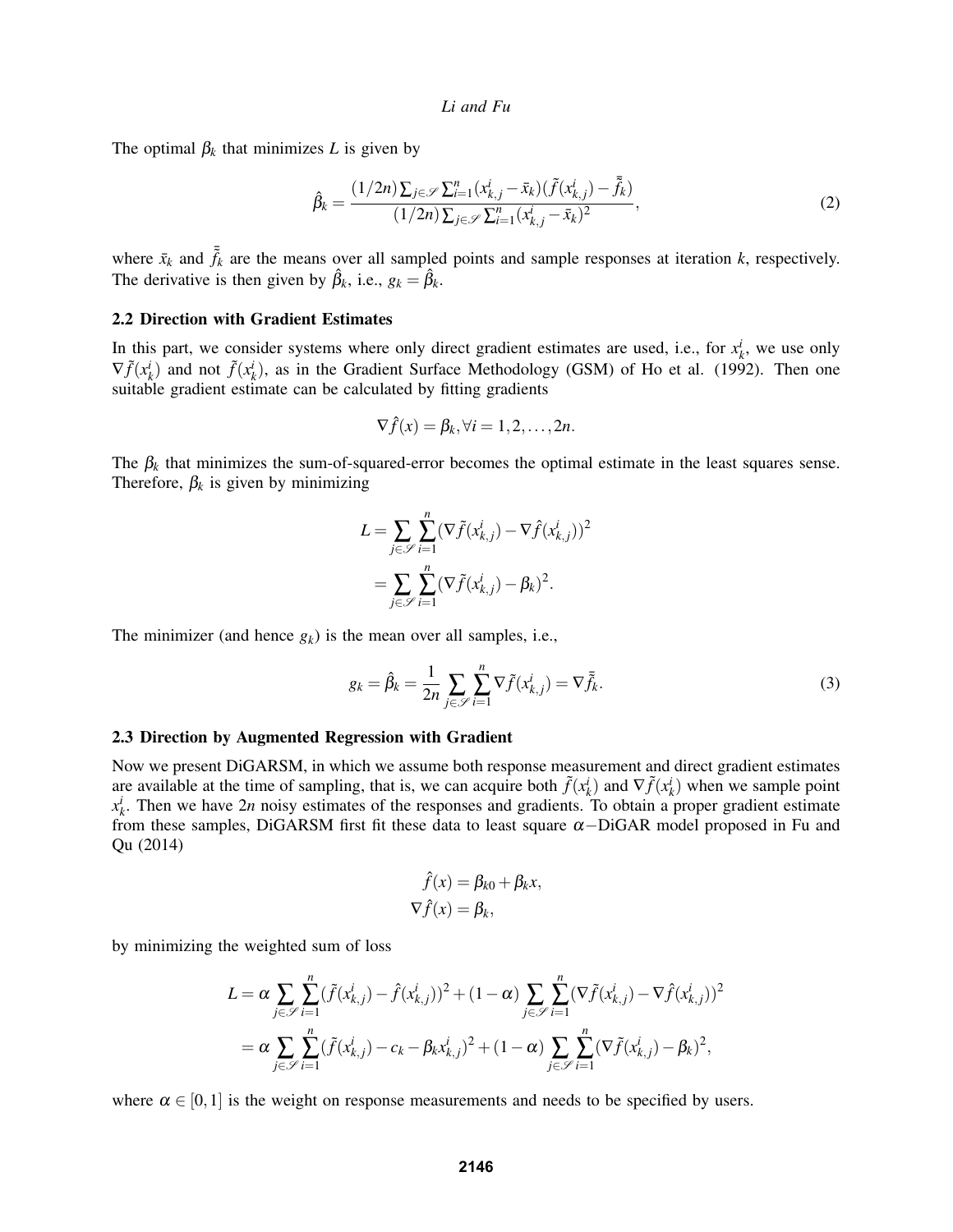The optimal $\beta_k$ that minimizes $L$ is given by

$$\hat{\beta}_k = \frac{(1/2n)\sum_{j\in\mathscr{S}}\sum_{i=1}^{n}(x_{k,j}^i - \bar{x}_k)(\tilde{f}(x_{k,j}^i) - \bar{\tilde{f}}_k)}{(1/2n)\sum_{j\in\mathscr{S}}\sum_{i=1}^{n}(x_{k,j}^i - \bar{x}_k)^2}, \tag{2}$$

where $\bar{x}_k$ and $\bar{\tilde{f}}_k$ are the means over all sampled points and sample responses at iteration $k$, respectively. The derivative is then given by $\hat{\beta}_k$, i.e., $g_k = \hat{\beta}_k$.

### 2.2 Direction with Gradient Estimates

In this part, we consider systems where only direct gradient estimates are used, i.e., for $x_k^i$, we use only $\nabla\tilde{f}(x_k^i)$ and not $\tilde{f}(x_k^i)$, as in the Gradient Surface Methodology (GSM) of Ho et al. (1992). Then one suitable gradient estimate can be calculated by fitting gradients

$$\nabla\hat{f}(x) = \beta_k, \forall i = 1, 2, \ldots, 2n.$$

The $\beta_k$ that minimizes the sum-of-squared-error becomes the optimal estimate in the least squares sense. Therefore, $\beta_k$ is given by minimizing

$$\begin{aligned} L &= \sum_{j\in\mathscr{S}}\sum_{i=1}^{n}(\nabla\tilde{f}(x_{k,j}^i) - \nabla\hat{f}(x_{k,j}^i))^2 \\ &= \sum_{j\in\mathscr{S}}\sum_{i=1}^{n}(\nabla\tilde{f}(x_{k,j}^i) - \beta_k)^2. \end{aligned}$$

The minimizer (and hence $g_k$) is the mean over all samples, i.e.,

$$g_k = \hat{\beta}_k = \frac{1}{2n}\sum_{j\in\mathscr{S}}\sum_{i=1}^{n}\nabla\tilde{f}(x_{k,j}^i) = \nabla\bar{\tilde{f}}_k. \tag{3}$$

### 2.3 Direction by Augmented Regression with Gradient

Now we present DiGARSM, in which we assume both response measurement and direct gradient estimates are available at the time of sampling, that is, we can acquire both $\tilde{f}(x_k^i)$ and $\nabla\tilde{f}(x_k^i)$ when we sample point $x_k^i$. Then we have $2n$ noisy estimates of the responses and gradients. To obtain a proper gradient estimate from these samples, DiGARSM first fit these data to least square $\alpha-$DiGAR model proposed in Fu and Qu (2014)

$$\begin{aligned} \hat{f}(x) &= \beta_{k0} + \beta_k x, \\ \nabla\hat{f}(x) &= \beta_k, \end{aligned}$$

by minimizing the weighted sum of loss

$$\begin{aligned} L &= \alpha\sum_{j\in\mathscr{S}}\sum_{i=1}^{n}(\tilde{f}(x_{k,j}^i) - \hat{f}(x_{k,j}^i))^2 + (1-\alpha)\sum_{j\in\mathscr{S}}\sum_{i=1}^{n}(\nabla\tilde{f}(x_{k,j}^i) - \nabla\hat{f}(x_{k,j}^i))^2 \\ &= \alpha\sum_{j\in\mathscr{S}}\sum_{i=1}^{n}(\tilde{f}(x_{k,j}^i) - c_k - \beta_k x_{k,j}^i)^2 + (1-\alpha)\sum_{j\in\mathscr{S}}\sum_{i=1}^{n}(\nabla\tilde{f}(x_{k,j}^i) - \beta_k)^2, \end{aligned}$$

where $\alpha \in [0,1]$ is the weight on response measurements and needs to be specified by users.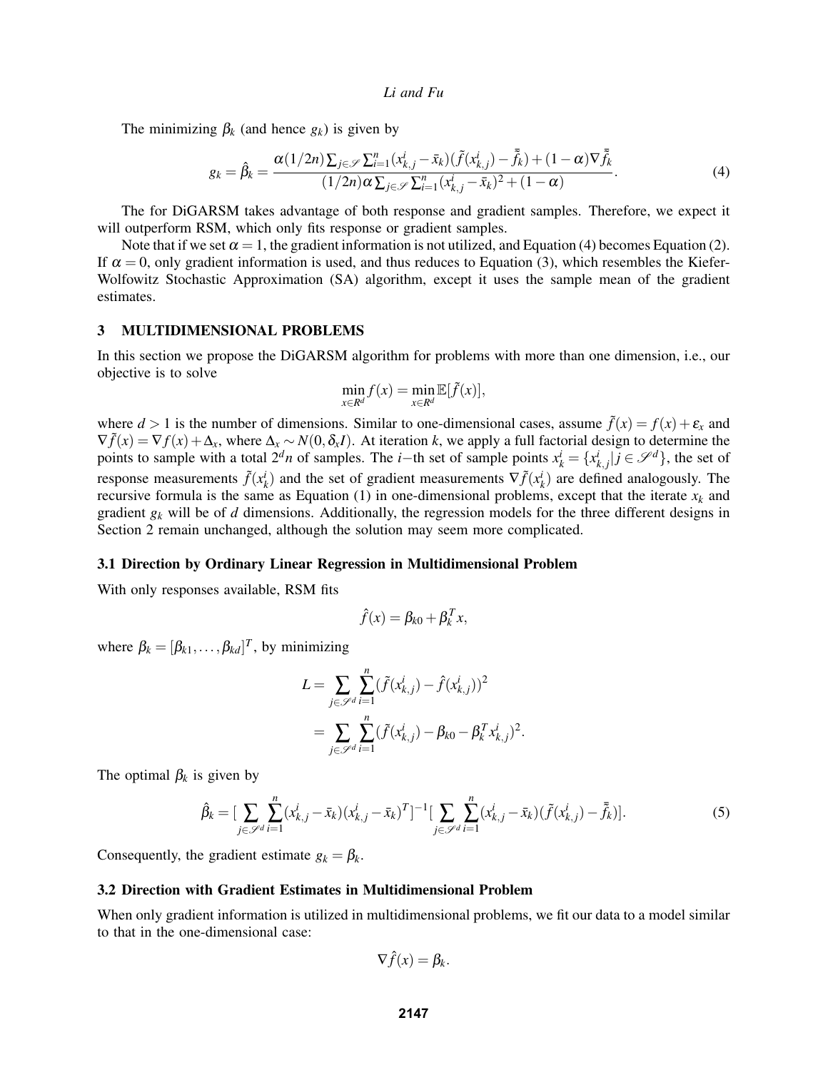The minimizing $\beta_k$ (and hence $g_k$) is given by

$$g_k = \hat{\beta}_k = \frac{\alpha(1/2n)\sum_{j\in\mathscr{S}}\sum_{i=1}^{n}(x_{k,j}^i - \bar{x}_k)(\tilde{f}(x_{k,j}^i) - \bar{\bar{\tilde{f}}}_k) + (1-\alpha)\nabla\bar{\bar{\tilde{f}}}_k}{(1/2n)\alpha\sum_{j\in\mathscr{S}}\sum_{i=1}^{n}(x_{k,j}^i - \bar{x}_k)^2 + (1-\alpha)}. \tag{4}$$

The for DiGARSM takes advantage of both response and gradient samples. Therefore, we expect it will outperform RSM, which only fits response or gradient samples.

Note that if we set $\alpha = 1$, the gradient information is not utilized, and Equation (4) becomes Equation (2). If $\alpha = 0$, only gradient information is used, and thus reduces to Equation (3), which resembles the Kiefer-Wolfowitz Stochastic Approximation (SA) algorithm, except it uses the sample mean of the gradient estimates.

## 3 MULTIDIMENSIONAL PROBLEMS

In this section we propose the DiGARSM algorithm for problems with more than one dimension, i.e., our objective is to solve

$$\min_{x\in R^d} f(x) = \min_{x\in R^d} \mathbb{E}[\tilde{f}(x)],$$

where $d > 1$ is the number of dimensions. Similar to one-dimensional cases, assume $\tilde{f}(x) = f(x) + \varepsilon_x$ and $\nabla\tilde{f}(x) = \nabla f(x) + \Delta_x$, where $\Delta_x \sim N(0, \delta_x I)$. At iteration $k$, we apply a full factorial design to determine the points to sample with a total $2^d n$ of samples. The $i-$th set of sample points $x_k^i = \{x_{k,j}^i | j \in \mathscr{S}^d\}$, the set of response measurements $\tilde{f}(x_k^i)$ and the set of gradient measurements $\nabla\tilde{f}(x_k^i)$ are defined analogously. The recursive formula is the same as Equation (1) in one-dimensional problems, except that the iterate $x_k$ and gradient $g_k$ will be of $d$ dimensions. Additionally, the regression models for the three different designs in Section 2 remain unchanged, although the solution may seem more complicated.

### 3.1 Direction by Ordinary Linear Regression in Multidimensional Problem

With only responses available, RSM fits

$$\hat{f}(x) = \beta_{k0} + \beta_k^T x,$$

where $\beta_k = [\beta_{k1}, \ldots, \beta_{kd}]^T$, by minimizing

$$\begin{aligned} L &= \sum_{j\in\mathscr{S}^d}\sum_{i=1}^{n}(\tilde{f}(x_{k,j}^i) - \hat{f}(x_{k,j}^i))^2 \\ &= \sum_{j\in\mathscr{S}^d}\sum_{i=1}^{n}(\tilde{f}(x_{k,j}^i) - \beta_{k0} - \beta_k^T x_{k,j}^i)^2. \end{aligned}$$

The optimal $\beta_k$ is given by

$$\hat{\beta}_k = [\sum_{j\in\mathscr{S}^d}\sum_{i=1}^{n}(x_{k,j}^i - \bar{x}_k)(x_{k,j}^i - \bar{x}_k)^T]^{-1}[\sum_{j\in\mathscr{S}^d}\sum_{i=1}^{n}(x_{k,j}^i - \bar{x}_k)(\tilde{f}(x_{k,j}^i) - \bar{\bar{\tilde{f}}}_k)]. \tag{5}$$

Consequently, the gradient estimate $g_k = \beta_k$.

### 3.2 Direction with Gradient Estimates in Multidimensional Problem

When only gradient information is utilized in multidimensional problems, we fit our data to a model similar to that in the one-dimensional case:

$$\nabla\hat{f}(x) = \beta_k.$$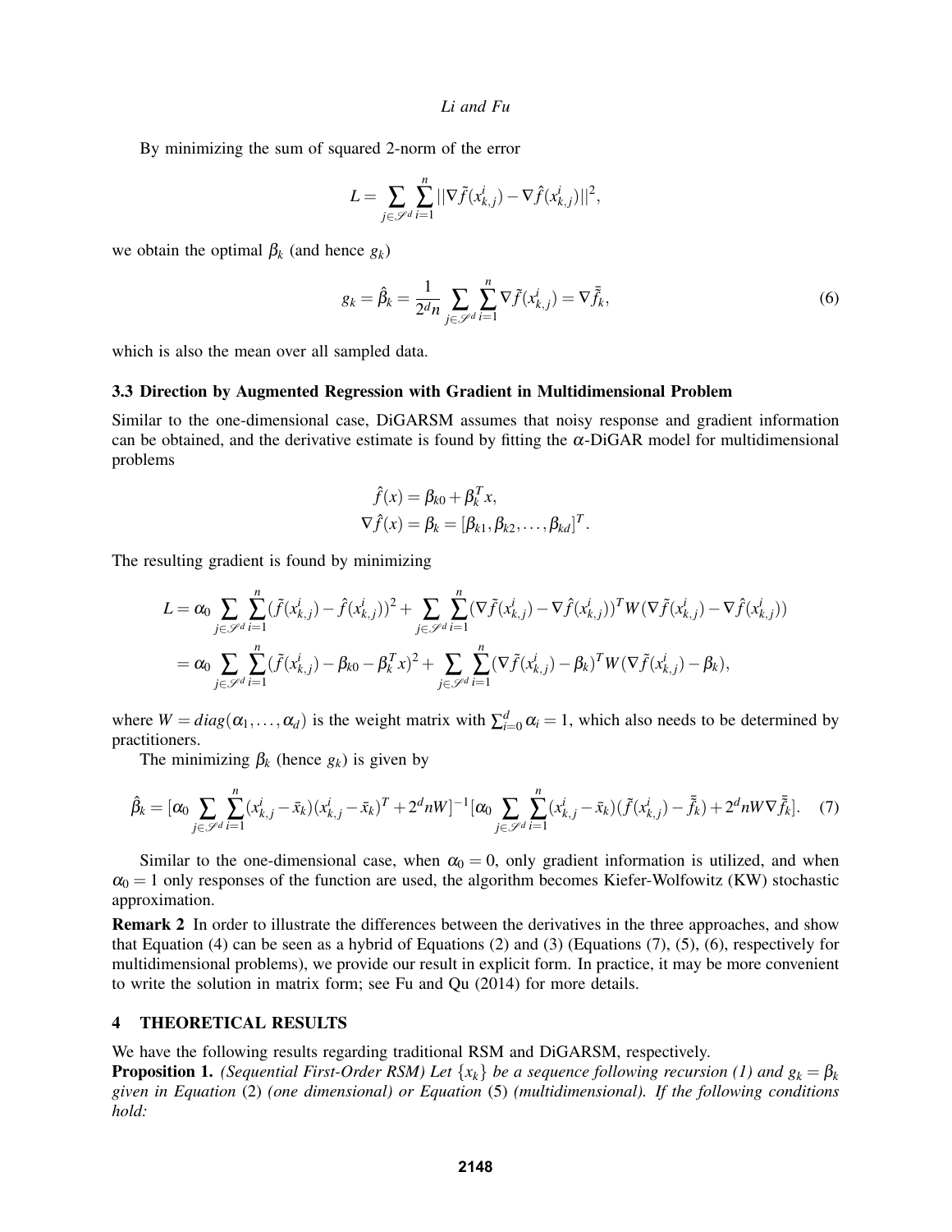By minimizing the sum of squared 2-norm of the error

$$L = \sum_{j \in \mathscr{S}^d} \sum_{i=1}^{n} ||\nabla \tilde{f}(x^i_{k,j}) - \nabla \hat{f}(x^i_{k,j})||^2,$$

we obtain the optimal $\beta_k$ (and hence $g_k$)

$$g_k = \hat{\beta}_k = \frac{1}{2^d n} \sum_{j \in \mathscr{S}^d} \sum_{i=1}^{n} \nabla \tilde{f}(x^i_{k,j}) = \nabla \bar{\tilde{f}}_k, \tag{6}$$

which is also the mean over all sampled data.

### 3.3 Direction by Augmented Regression with Gradient in Multidimensional Problem

Similar to the one-dimensional case, DiGARSM assumes that noisy response and gradient information can be obtained, and the derivative estimate is found by fitting the $\alpha$-DiGAR model for multidimensional problems

$$\hat{f}(x) = \beta_{k0} + \beta_k^T x,$$
$$\nabla \hat{f}(x) = \beta_k = [\beta_{k1}, \beta_{k2}, \ldots, \beta_{kd}]^T.$$

The resulting gradient is found by minimizing

$$\begin{aligned}
L &= \alpha_0 \sum_{j \in \mathscr{S}^d} \sum_{i=1}^{n} (\tilde{f}(x^i_{k,j}) - \hat{f}(x^i_{k,j}))^2 + \sum_{j \in \mathscr{S}^d} \sum_{i=1}^{n} (\nabla \tilde{f}(x^i_{k,j}) - \nabla \hat{f}(x^i_{k,j}))^T W (\nabla \tilde{f}(x^i_{k,j}) - \nabla \hat{f}(x^i_{k,j})) \\
&= \alpha_0 \sum_{j \in \mathscr{S}^d} \sum_{i=1}^{n} (\tilde{f}(x^i_{k,j}) - \beta_{k0} - \beta_k^T x)^2 + \sum_{j \in \mathscr{S}^d} \sum_{i=1}^{n} (\nabla \tilde{f}(x^i_{k,j}) - \beta_k)^T W (\nabla \tilde{f}(x^i_{k,j}) - \beta_k),
\end{aligned}$$

where $W = diag(\alpha_1, \ldots, \alpha_d)$ is the weight matrix with $\sum_{i=0}^{d} \alpha_i = 1$, which also needs to be determined by practitioners.

The minimizing $\beta_k$ (hence $g_k$) is given by

$$\hat{\beta}_k = [\alpha_0 \sum_{j \in \mathscr{S}^d} \sum_{i=1}^{n} (x^i_{k,j} - \bar{x}_k)(x^i_{k,j} - \bar{x}_k)^T + 2^d n W]^{-1} [\alpha_0 \sum_{j \in \mathscr{S}^d} \sum_{i=1}^{n} (x^i_{k,j} - \bar{x}_k)(\tilde{f}(x^i_{k,j}) - \bar{\tilde{f}}_k) + 2^d n W \nabla \bar{\tilde{f}}_k]. \tag{7}$$

Similar to the one-dimensional case, when $\alpha_0 = 0$, only gradient information is utilized, and when $\alpha_0 = 1$ only responses of the function are used, the algorithm becomes Kiefer-Wolfowitz (KW) stochastic approximation.

**Remark 2** In order to illustrate the differences between the derivatives in the three approaches, and show that Equation (4) can be seen as a hybrid of Equations (2) and (3) (Equations (7), (5), (6), respectively for multidimensional problems), we provide our result in explicit form. In practice, it may be more convenient to write the solution in matrix form; see Fu and Qu (2014) for more details.

## 4 THEORETICAL RESULTS

We have the following results regarding traditional RSM and DiGARSM, respectively.

**Proposition 1.** *(Sequential First-Order RSM) Let $\{x_k\}$ be a sequence following recursion (1) and $g_k = \beta_k$ given in Equation* (2) *(one dimensional) or Equation* (5) *(multidimensional). If the following conditions hold:*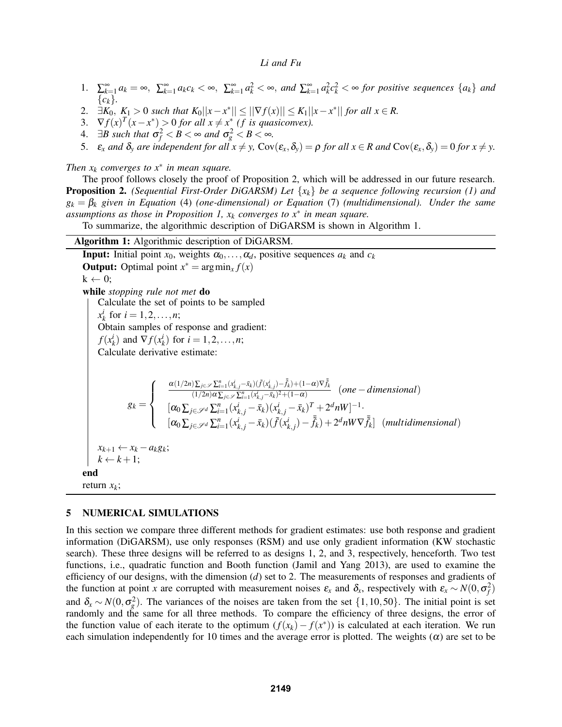1. $\sum_{k=1}^{\infty} a_k = \infty,\ \sum_{k=1}^{\infty} a_k c_k < \infty,\ \sum_{k=1}^{\infty} a_k^2 < \infty$, *and* $\sum_{k=1}^{\infty} a_k^2 c_k^2 < \infty$ *for positive sequences* $\{a_k\}$ *and* $\{c_k\}$.
2. $\exists K_0,\ K_1 > 0$ *such that* $K_0||x - x^*|| \leq ||\nabla f(x)|| \leq K_1||x - x^*||$ *for all* $x \in R$.
3. $\nabla f(x)^T(x - x^*) > 0$ *for all* $x \neq x^*$ *(f is quasiconvex).*
4. $\exists B$ *such that* $\sigma_f^2 < B < \infty$ *and* $\sigma_g^2 < B < \infty$.
5. $\varepsilon_x$ *and* $\delta_y$ *are independent for all* $x \neq y$, $\text{Cov}(\varepsilon_x, \delta_y) = \rho$ *for all* $x \in R$ *and* $\text{Cov}(\varepsilon_x, \delta_y) = 0$ *for* $x \neq y$.

*Then* $x_k$ *converges to* $x^*$ *in mean square.*

The proof follows closely the proof of Proposition 2, which will be addressed in our future research.

**Proposition 2.** *(Sequential First-Order DiGARSM) Let* $\{x_k\}$ *be a sequence following recursion (1) and* $g_k = \beta_k$ *given in Equation* (4) *(one-dimensional) or Equation* (7) *(multidimensional). Under the same assumptions as those in Proposition 1,* $x_k$ *converges to* $x^*$ *in mean square.*

To summarize, the algorithmic description of DiGARSM is shown in Algorithm 1.

**Algorithm 1:** Algorithmic description of DiGARSM.

**Input:** Initial point $x_0$, weights $\alpha_0, \ldots, \alpha_d$, positive sequences $a_k$ and $c_k$
**Output:** Optimal point $x^* = \arg\min_x f(x)$
k ← 0;
**while** *stopping rule not met* **do**
  Calculate the set of points to be sampled
  $x_k^i$ for $i = 1, 2, \ldots, n$;
  Obtain samples of response and gradient:
  $f(x_k^i)$ and $\nabla f(x_k^i)$ for $i = 1, 2, \ldots, n$;
  Calculate derivative estimate:

$$g_k = \begin{cases} \dfrac{\alpha(1/2n)\sum_{j\in\mathscr{S}}\sum_{i=1}^{n}(x_{k,j}^i - \bar{x}_k)(\tilde{f}(x_{k,j}^i) - \bar{\tilde{f}}_k) + (1-\alpha)\nabla\bar{\tilde{f}}_k}{(1/2n)\alpha\sum_{j\in\mathscr{S}}\sum_{i=1}^{n}(x_{k,j}^i - \bar{x}_k)^2 + (1-\alpha)} & (one-dimensional) \\ [\alpha_0\sum_{j\in\mathscr{S}^d}\sum_{i=1}^{n}(x_{k,j}^i - \bar{x}_k)(x_{k,j}^i - \bar{x}_k)^T + 2^d nW]^{-1}\cdot & \\ [\alpha_0\sum_{j\in\mathscr{S}^d}\sum_{i=1}^{n}(x_{k,j}^i - \bar{x}_k)(\tilde{f}(x_{k,j}^i) - \bar{\tilde{f}}_k) + 2^d nW\nabla\bar{\tilde{f}}_k] & (multidimensional) \end{cases}$$

  $x_{k+1} \leftarrow x_k - a_k g_k$;
  $k \leftarrow k + 1$;
**end**
return $x_k$;

## 5 NUMERICAL SIMULATIONS

In this section we compare three different methods for gradient estimates: use both response and gradient information (DiGARSM), use only responses (RSM) and use only gradient information (KW stochastic search). These three designs will be referred to as designs 1, 2, and 3, respectively, henceforth. Two test functions, i.e., quadratic function and Booth function (Jamil and Yang 2013), are used to examine the efficiency of our designs, with the dimension ($d$) set to 2. The measurements of responses and gradients of the function at point $x$ are corrupted with measurement noises $\varepsilon_x$ and $\delta_x$, respectively with $\varepsilon_x \sim N(0, \sigma_f^2)$ and $\delta_x \sim N(0, \sigma_g^2)$. The variances of the noises are taken from the set $\{1, 10, 50\}$. The initial point is set randomly and the same for all three methods. To compare the efficiency of three designs, the error of the function value of each iterate to the optimum $(f(x_k) - f(x^*))$ is calculated at each iteration. We run each simulation independently for 10 times and the average error is plotted. The weights ($\alpha$) are set to be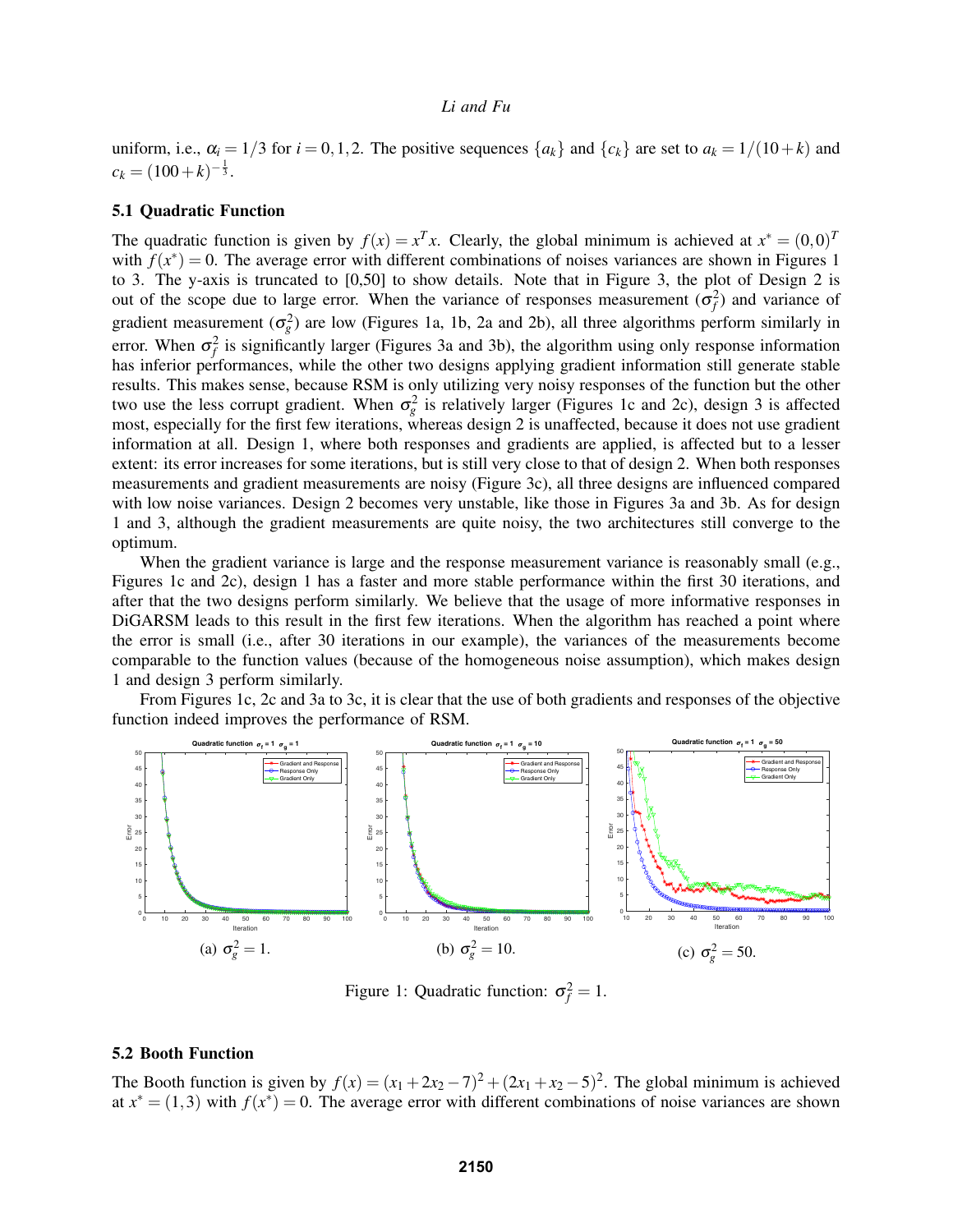uniform, i.e., $\alpha_i = 1/3$ for $i = 0,1,2$. The positive sequences $\{a_k\}$ and $\{c_k\}$ are set to $a_k = 1/(10+k)$ and $c_k = (100+k)^{-\frac{1}{3}}$.

### 5.1 Quadratic Function

The quadratic function is given by $f(x) = x^T x$. Clearly, the global minimum is achieved at $x^* = (0,0)^T$ with $f(x^*) = 0$. The average error with different combinations of noises variances are shown in Figures 1 to 3. The y-axis is truncated to [0,50] to show details. Note that in Figure 3, the plot of Design 2 is out of the scope due to large error. When the variance of responses measurement ($\sigma_f^2$) and variance of gradient measurement ($\sigma_g^2$) are low (Figures 1a, 1b, 2a and 2b), all three algorithms perform similarly in error. When $\sigma_f^2$ is significantly larger (Figures 3a and 3b), the algorithm using only response information has inferior performances, while the other two designs applying gradient information still generate stable results. This makes sense, because RSM is only utilizing very noisy responses of the function but the other two use the less corrupt gradient. When $\sigma_g^2$ is relatively larger (Figures 1c and 2c), design 3 is affected most, especially for the first few iterations, whereas design 2 is unaffected, because it does not use gradient information at all. Design 1, where both responses and gradients are applied, is affected but to a lesser extent: its error increases for some iterations, but is still very close to that of design 2. When both responses measurements and gradient measurements are noisy (Figure 3c), all three designs are influenced compared with low noise variances. Design 2 becomes very unstable, like those in Figures 3a and 3b. As for design 1 and 3, although the gradient measurements are quite noisy, the two architectures still converge to the optimum.

When the gradient variance is large and the response measurement variance is reasonably small (e.g., Figures 1c and 2c), design 1 has a faster and more stable performance within the first 30 iterations, and after that the two designs perform similarly. We believe that the usage of more informative responses in DiGARSM leads to this result in the first few iterations. When the algorithm has reached a point where the error is small (i.e., after 30 iterations in our example), the variances of the measurements become comparable to the function values (because of the homogeneous noise assumption), which makes design 1 and design 3 perform similarly.

From Figures 1c, 2c and 3a to 3c, it is clear that the use of both gradients and responses of the objective function indeed improves the performance of RSM.

(a) $\sigma_g^2 = 1$.

(b) $\sigma_g^2 = 10$.

(c) $\sigma_g^2 = 50$.

Figure 1: Quadratic function: $\sigma_f^2 = 1$.

### 5.2 Booth Function

The Booth function is given by $f(x) = (x_1 + 2x_2 - 7)^2 + (2x_1 + x_2 - 5)^2$. The global minimum is achieved at $x^* = (1,3)$ with $f(x^*) = 0$. The average error with different combinations of noise variances are shown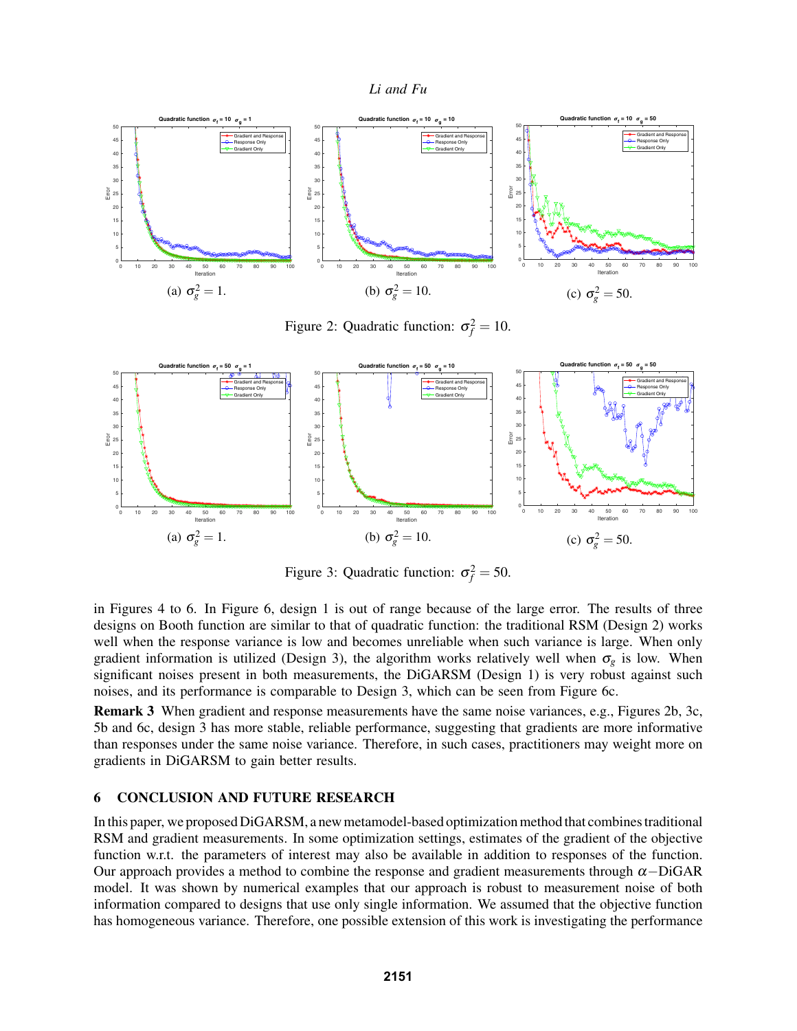(a) $\sigma_g^2 = 1$.

(b) $\sigma_g^2 = 10$.

(c) $\sigma_g^2 = 50$.

Figure 2: Quadratic function: $\sigma_f^2 = 10$.

(a) $\sigma_g^2 = 1$.

(b) $\sigma_g^2 = 10$.

(c) $\sigma_g^2 = 50$.

Figure 3: Quadratic function: $\sigma_f^2 = 50$.

in Figures 4 to 6. In Figure 6, design 1 is out of range because of the large error. The results of three designs on Booth function are similar to that of quadratic function: the traditional RSM (Design 2) works well when the response variance is low and becomes unreliable when such variance is large. When only gradient information is utilized (Design 3), the algorithm works relatively well when $\sigma_g$ is low. When significant noises present in both measurements, the DiGARSM (Design 1) is very robust against such noises, and its performance is comparable to Design 3, which can be seen from Figure 6c.

**Remark 3** When gradient and response measurements have the same noise variances, e.g., Figures 2b, 3c, 5b and 6c, design 3 has more stable, reliable performance, suggesting that gradients are more informative than responses under the same noise variance. Therefore, in such cases, practitioners may weight more on gradients in DiGARSM to gain better results.

## 6 CONCLUSION AND FUTURE RESEARCH

In this paper, we proposed DiGARSM, a new metamodel-based optimization method that combines traditional RSM and gradient measurements. In some optimization settings, estimates of the gradient of the objective function w.r.t. the parameters of interest may also be available in addition to responses of the function. Our approach provides a method to combine the response and gradient measurements through $\alpha-$DiGAR model. It was shown by numerical examples that our approach is robust to measurement noise of both information compared to designs that use only single information. We assumed that the objective function has homogeneous variance. Therefore, one possible extension of this work is investigating the performance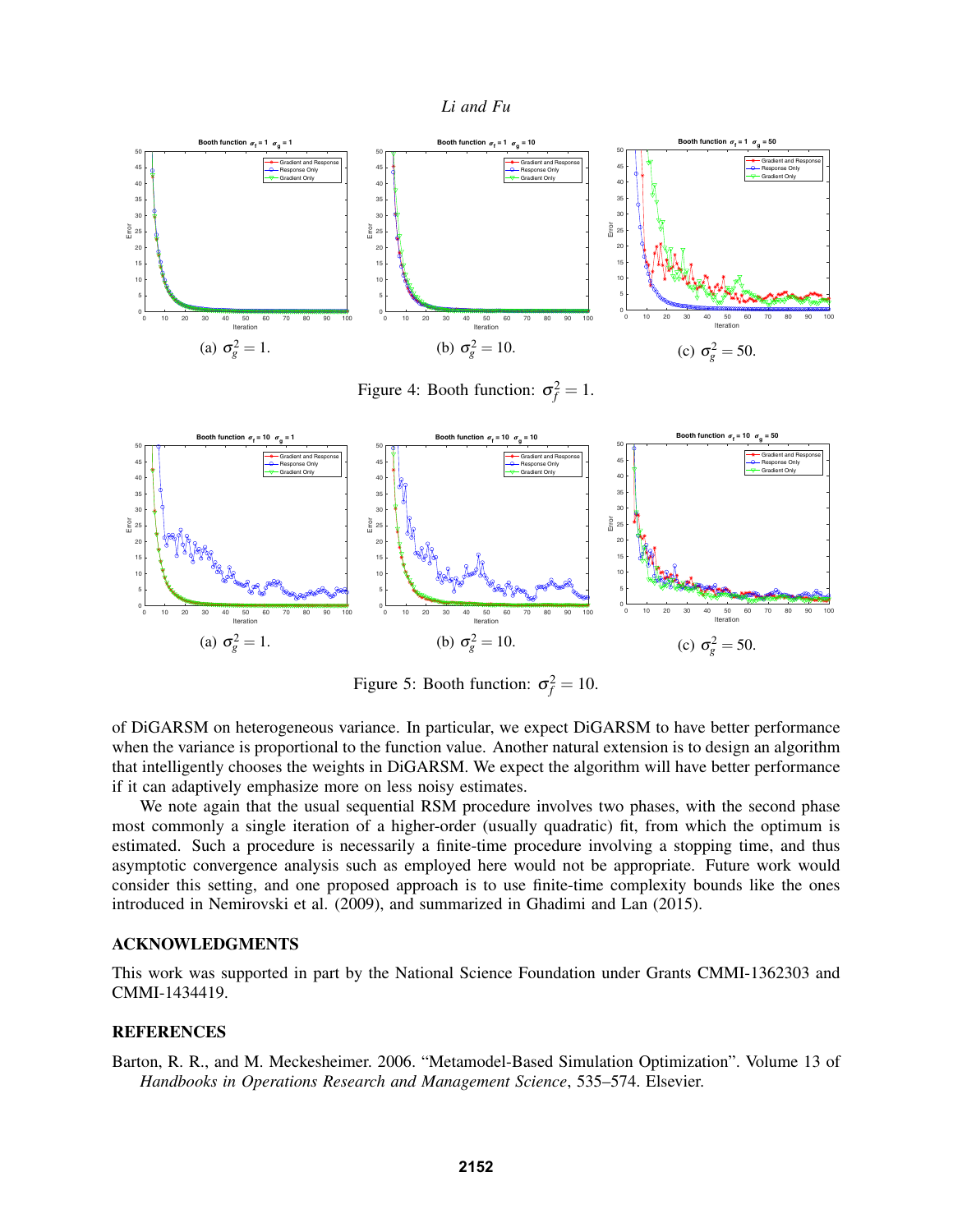(a) $\sigma_g^2 = 1$. (b) $\sigma_g^2 = 10$. (c) $\sigma_g^2 = 50$.

Figure 4: Booth function: $\sigma_f^2 = 1$.

(a) $\sigma_g^2 = 1$. (b) $\sigma_g^2 = 10$. (c) $\sigma_g^2 = 50$.

Figure 5: Booth function: $\sigma_f^2 = 10$.

of DiGARSM on heterogeneous variance. In particular, we expect DiGARSM to have better performance when the variance is proportional to the function value. Another natural extension is to design an algorithm that intelligently chooses the weights in DiGARSM. We expect the algorithm will have better performance if it can adaptively emphasize more on less noisy estimates.

We note again that the usual sequential RSM procedure involves two phases, with the second phase most commonly a single iteration of a higher-order (usually quadratic) fit, from which the optimum is estimated. Such a procedure is necessarily a finite-time procedure involving a stopping time, and thus asymptotic convergence analysis such as employed here would not be appropriate. Future work would consider this setting, and one proposed approach is to use finite-time complexity bounds like the ones introduced in Nemirovski et al. (2009), and summarized in Ghadimi and Lan (2015).

## ACKNOWLEDGMENTS

This work was supported in part by the National Science Foundation under Grants CMMI-1362303 and CMMI-1434419.

## REFERENCES

Barton, R. R., and M. Meckesheimer. 2006. "Metamodel-Based Simulation Optimization". Volume 13 of *Handbooks in Operations Research and Management Science*, 535–574. Elsevier.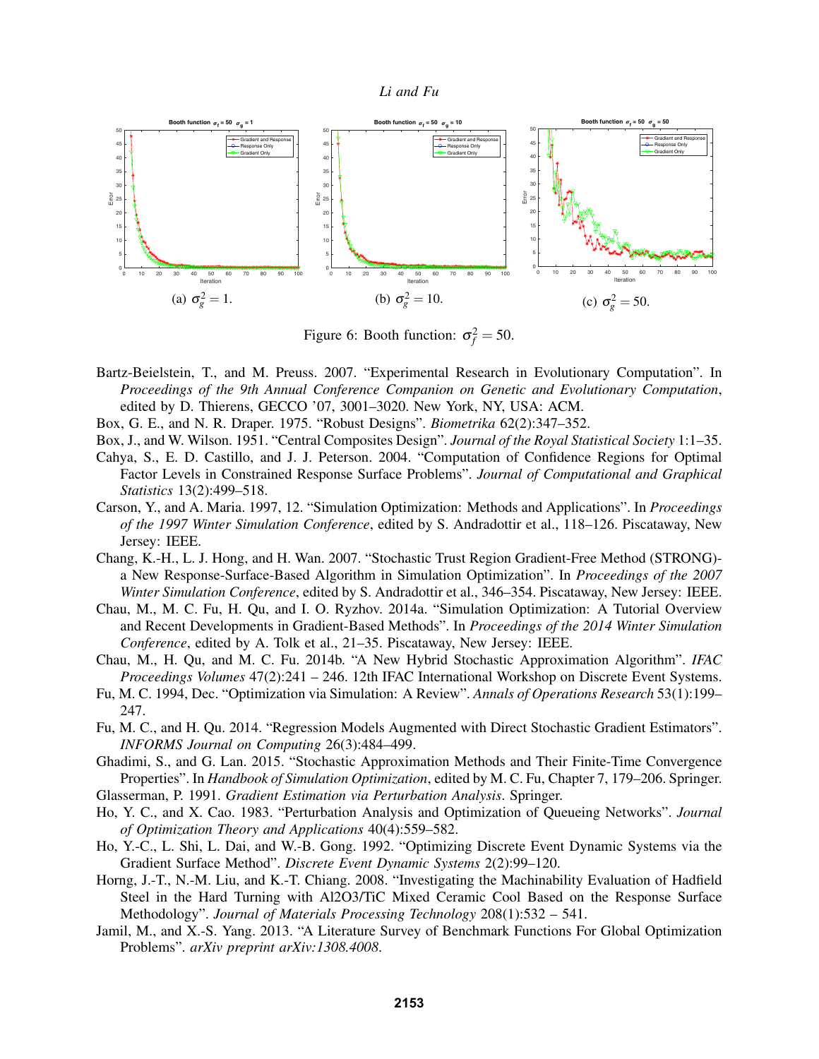(a) $\sigma_g^2 = 1$.

(b) $\sigma_g^2 = 10$.

(c) $\sigma_g^2 = 50$.

Figure 6: Booth function: $\sigma_f^2 = 50$.

Bartz-Beielstein, T., and M. Preuss. 2007. "Experimental Research in Evolutionary Computation". In *Proceedings of the 9th Annual Conference Companion on Genetic and Evolutionary Computation*, edited by D. Thierens, GECCO '07, 3001–3020. New York, NY, USA: ACM.

Box, G. E., and N. R. Draper. 1975. "Robust Designs". *Biometrika* 62(2):347–352.

Box, J., and W. Wilson. 1951. "Central Composites Design". *Journal of the Royal Statistical Society* 1:1–35.

Cahya, S., E. D. Castillo, and J. J. Peterson. 2004. "Computation of Confidence Regions for Optimal Factor Levels in Constrained Response Surface Problems". *Journal of Computational and Graphical Statistics* 13(2):499–518.

Carson, Y., and A. Maria. 1997, 12. "Simulation Optimization: Methods and Applications". In *Proceedings of the 1997 Winter Simulation Conference*, edited by S. Andradottir et al., 118–126. Piscataway, New Jersey: IEEE.

Chang, K.-H., L. J. Hong, and H. Wan. 2007. "Stochastic Trust Region Gradient-Free Method (STRONG)-a New Response-Surface-Based Algorithm in Simulation Optimization". In *Proceedings of the 2007 Winter Simulation Conference*, edited by S. Andradottir et al., 346–354. Piscataway, New Jersey: IEEE.

Chau, M., M. C. Fu, H. Qu, and I. O. Ryzhov. 2014a. "Simulation Optimization: A Tutorial Overview and Recent Developments in Gradient-Based Methods". In *Proceedings of the 2014 Winter Simulation Conference*, edited by A. Tolk et al., 21–35. Piscataway, New Jersey: IEEE.

Chau, M., H. Qu, and M. C. Fu. 2014b. "A New Hybrid Stochastic Approximation Algorithm". *IFAC Proceedings Volumes* 47(2):241 – 246. 12th IFAC International Workshop on Discrete Event Systems.

Fu, M. C. 1994, Dec. "Optimization via Simulation: A Review". *Annals of Operations Research* 53(1):199–247.

Fu, M. C., and H. Qu. 2014. "Regression Models Augmented with Direct Stochastic Gradient Estimators". *INFORMS Journal on Computing* 26(3):484–499.

Ghadimi, S., and G. Lan. 2015. "Stochastic Approximation Methods and Their Finite-Time Convergence Properties". In *Handbook of Simulation Optimization*, edited by M. C. Fu, Chapter 7, 179–206. Springer.

Glasserman, P. 1991. *Gradient Estimation via Perturbation Analysis*. Springer.

Ho, Y. C., and X. Cao. 1983. "Perturbation Analysis and Optimization of Queueing Networks". *Journal of Optimization Theory and Applications* 40(4):559–582.

Ho, Y.-C., L. Shi, L. Dai, and W.-B. Gong. 1992. "Optimizing Discrete Event Dynamic Systems via the Gradient Surface Method". *Discrete Event Dynamic Systems* 2(2):99–120.

Horng, J.-T., N.-M. Liu, and K.-T. Chiang. 2008. "Investigating the Machinability Evaluation of Hadfield Steel in the Hard Turning with Al2O3/TiC Mixed Ceramic Cool Based on the Response Surface Methodology". *Journal of Materials Processing Technology* 208(1):532 – 541.

Jamil, M., and X.-S. Yang. 2013. "A Literature Survey of Benchmark Functions For Global Optimization Problems". *arXiv preprint arXiv:1308.4008*.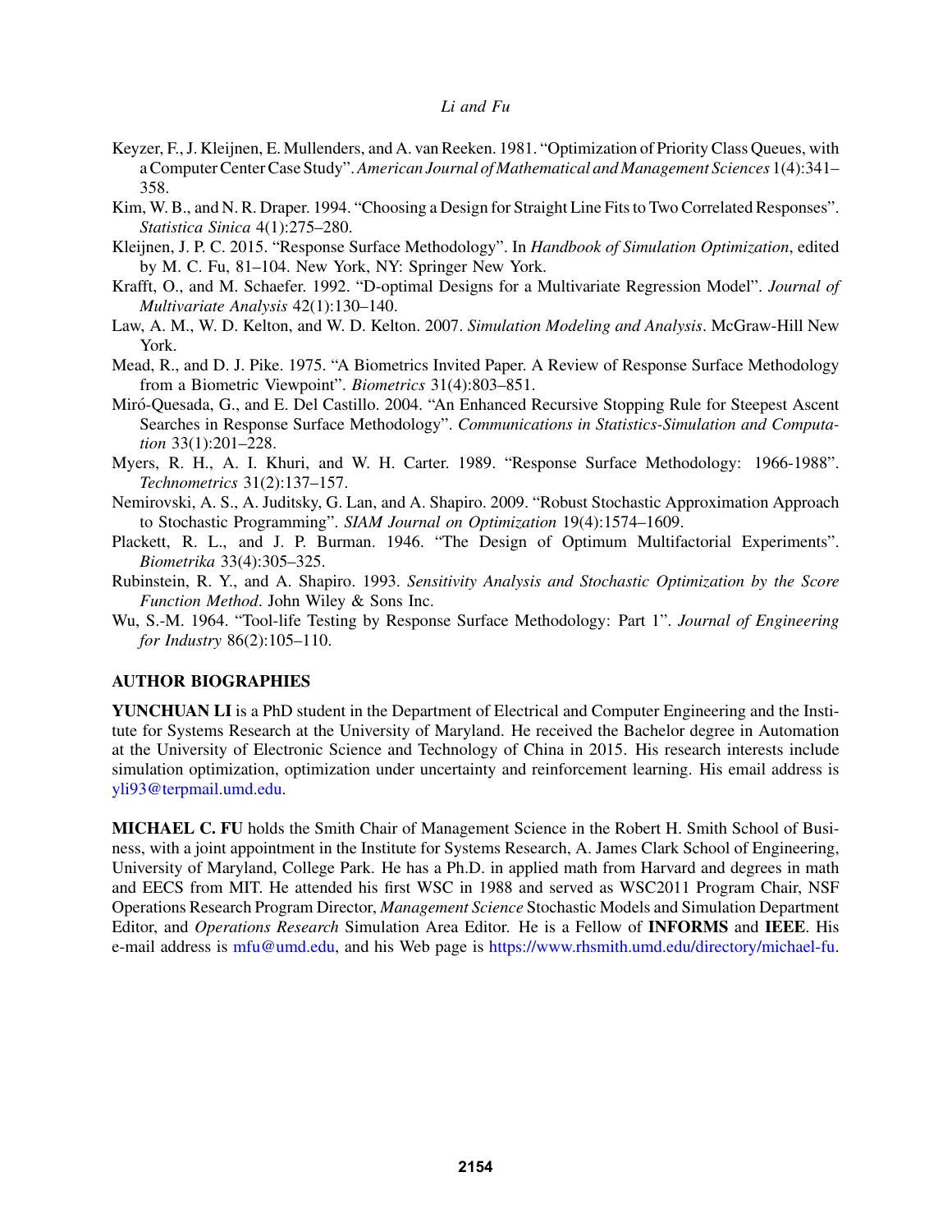Keyzer, F., J. Kleijnen, E. Mullenders, and A. van Reeken. 1981. "Optimization of Priority Class Queues, with a Computer Center Case Study". *American Journal of Mathematical and Management Sciences* 1(4):341–358.

Kim, W. B., and N. R. Draper. 1994. "Choosing a Design for Straight Line Fits to Two Correlated Responses". *Statistica Sinica* 4(1):275–280.

Kleijnen, J. P. C. 2015. "Response Surface Methodology". In *Handbook of Simulation Optimization*, edited by M. C. Fu, 81–104. New York, NY: Springer New York.

Krafft, O., and M. Schaefer. 1992. "D-optimal Designs for a Multivariate Regression Model". *Journal of Multivariate Analysis* 42(1):130–140.

Law, A. M., W. D. Kelton, and W. D. Kelton. 2007. *Simulation Modeling and Analysis*. McGraw-Hill New York.

Mead, R., and D. J. Pike. 1975. "A Biometrics Invited Paper. A Review of Response Surface Methodology from a Biometric Viewpoint". *Biometrics* 31(4):803–851.

Miró-Quesada, G., and E. Del Castillo. 2004. "An Enhanced Recursive Stopping Rule for Steepest Ascent Searches in Response Surface Methodology". *Communications in Statistics-Simulation and Computation* 33(1):201–228.

Myers, R. H., A. I. Khuri, and W. H. Carter. 1989. "Response Surface Methodology: 1966-1988". *Technometrics* 31(2):137–157.

Nemirovski, A. S., A. Juditsky, G. Lan, and A. Shapiro. 2009. "Robust Stochastic Approximation Approach to Stochastic Programming". *SIAM Journal on Optimization* 19(4):1574–1609.

Plackett, R. L., and J. P. Burman. 1946. "The Design of Optimum Multifactorial Experiments". *Biometrika* 33(4):305–325.

Rubinstein, R. Y., and A. Shapiro. 1993. *Sensitivity Analysis and Stochastic Optimization by the Score Function Method*. John Wiley & Sons Inc.

Wu, S.-M. 1964. "Tool-life Testing by Response Surface Methodology: Part 1". *Journal of Engineering for Industry* 86(2):105–110.

## AUTHOR BIOGRAPHIES

**YUNCHUAN LI** is a PhD student in the Department of Electrical and Computer Engineering and the Institute for Systems Research at the University of Maryland. He received the Bachelor degree in Automation at the University of Electronic Science and Technology of China in 2015. His research interests include simulation optimization, optimization under uncertainty and reinforcement learning. His email address is yli93@terpmail.umd.edu.

**MICHAEL C. FU** holds the Smith Chair of Management Science in the Robert H. Smith School of Business, with a joint appointment in the Institute for Systems Research, A. James Clark School of Engineering, University of Maryland, College Park. He has a Ph.D. in applied math from Harvard and degrees in math and EECS from MIT. He attended his first WSC in 1988 and served as WSC2011 Program Chair, NSF Operations Research Program Director, *Management Science* Stochastic Models and Simulation Department Editor, and *Operations Research* Simulation Area Editor. He is a Fellow of **INFORMS** and **IEEE**. His e-mail address is mfu@umd.edu, and his Web page is https://www.rhsmith.umd.edu/directory/michael-fu.